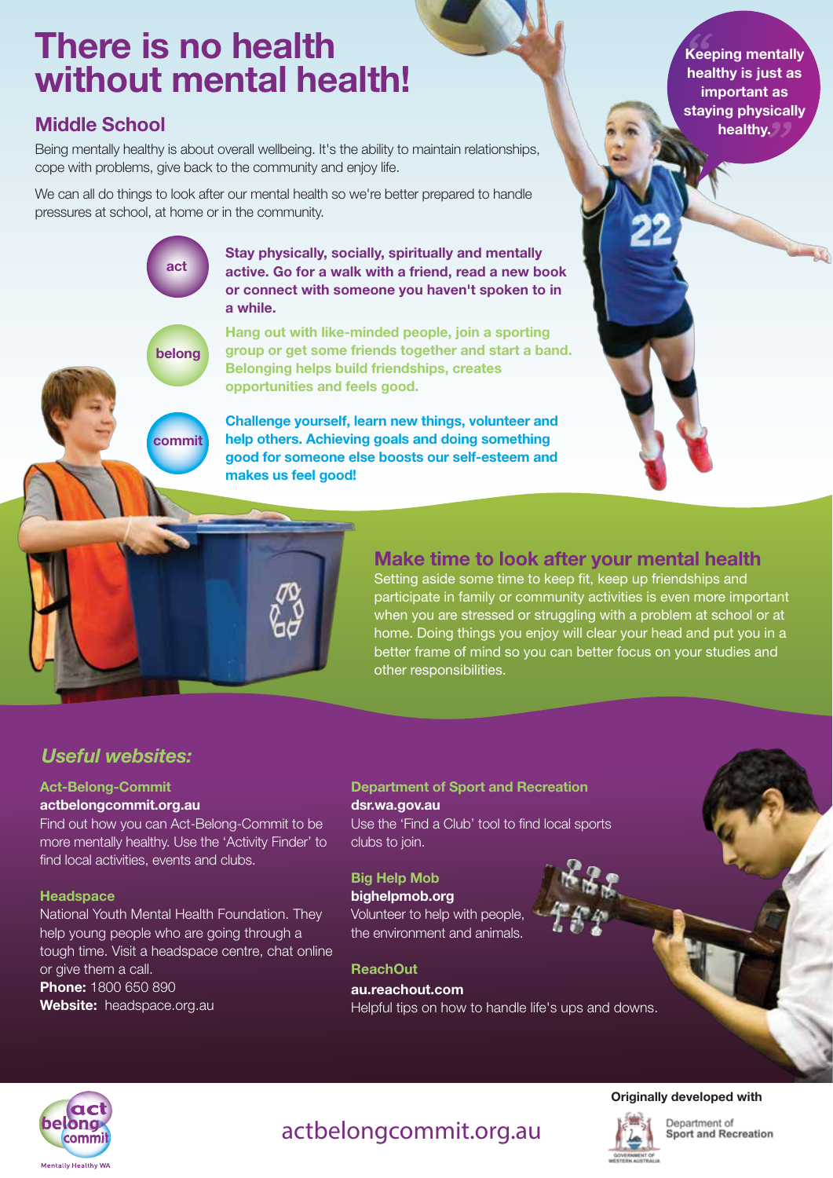# There is no health without mental health!

## Middle School

Being mentally healthy is about overall wellbeing. It's the ability to maintain relationships, cope with problems, give back to the community and enjoy life.

We can all do things to look after our mental health so we're better prepared to handle pressures at school, at home or in the community.

> "Keeping mentally healthy is just as important as staying physically healthy."

**act** — **Stay physically, socially, spiritually and mentally active. Go for a walk with a friend, read a new book or connect with someone you haven't spoken to in a while.**

**belong** — **Hang out with like-minded people, join a sporting group or get some friends together and start a band. Belonging helps build friendships, creates opportunities and feels good.**

**commit** — **Challenge yourself, learn new things, volunteer and help others. Achieving goals and doing something good for someone else boosts our self-esteem and makes us feel good!**

## Make time to look after your mental health

Setting aside some time to keep fit, keep up friendships and participate in family or community activities is even more important when you are stressed or struggling with a problem at school or at home. Doing things you enjoy will clear your head and put you in a better frame of mind so you can better focus on your studies and other responsibilities.

## *Useful websites:*

**Act-Belong-Commit**
**actbelongcommit.org.au**
Find out how you can Act-Belong-Commit to be more mentally healthy. Use the 'Activity Finder' to find local activities, events and clubs.

**Headspace**
National Youth Mental Health Foundation. They help young people who are going through a tough time. Visit a headspace centre, chat online or give them a call.
**Phone:** 1800 650 890
**Website:** headspace.org.au

**Department of Sport and Recreation**
**dsr.wa.gov.au**
Use the 'Find a Club' tool to find local sports clubs to join.

**Big Help Mob**
**bighelpmob.org**
Volunteer to help with people, the environment and animals.

**ReachOut**
**au.reachout.com**
Helpful tips on how to handle life's ups and downs.

act belong commit — Mentally Healthy WA

actbelongcommit.org.au

**Originally developed with**
Government of Western Australia — Department of Sport and Recreation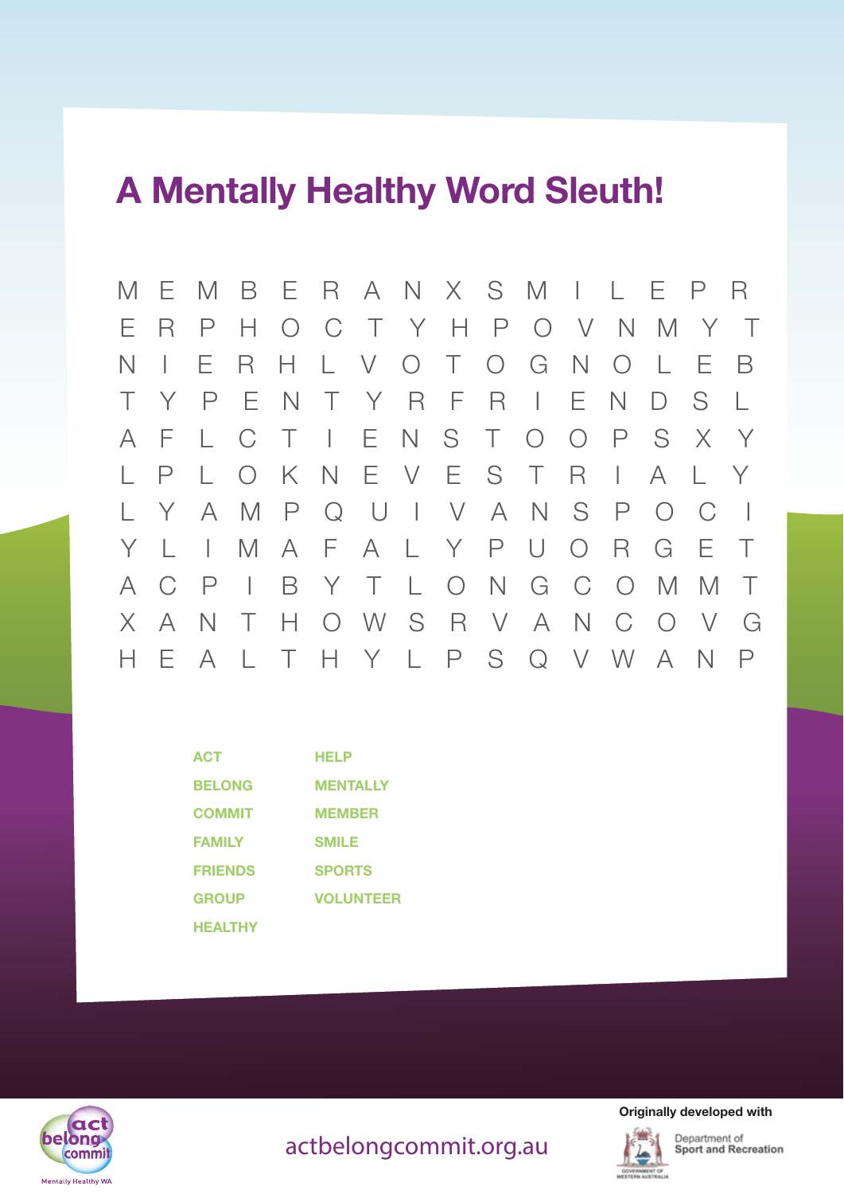# A Mentally Healthy Word Sleuth!

| | | | | | | | | | | | | | | | |
|---|---|---|---|---|---|---|---|---|---|---|---|---|---|---|---|
| M | E | M | B | E | R | A | N | X | S | M | I | L | E | P | R |
| E | R | P | H | O | C | T | Y | H | P | O | V | N | M | Y | T |
| N | I | E | R | H | L | V | O | T | O | G | N | O | L | E | B |
| T | Y | P | E | N | T | Y | R | F | R | I | E | N | D | S | L |
| A | F | L | C | T | I | E | N | S | T | O | O | P | S | X | Y |
| L | P | L | O | K | N | E | V | E | S | T | R | I | A | L | Y |
| L | Y | A | M | P | Q | U | I | V | A | N | S | P | O | C | I |
| Y | L | I | M | A | F | A | L | Y | P | U | O | R | G | E | T |
| A | C | P | I | B | Y | T | L | O | N | G | C | O | M | M | T |
| X | A | N | T | H | O | W | S | R | V | A | N | C | O | V | G |
| H | E | A | L | T | H | Y | L | P | S | Q | V | W | A | N | P |

- ACT
- BELONG
- COMMIT
- FAMILY
- FRIENDS
- GROUP
- HEALTHY
- HELP
- MENTALLY
- MEMBER
- SMILE
- SPORTS
- VOLUNTEER

actbelongcommit.org.au

Originally developed with

Department of Sport and Recreation